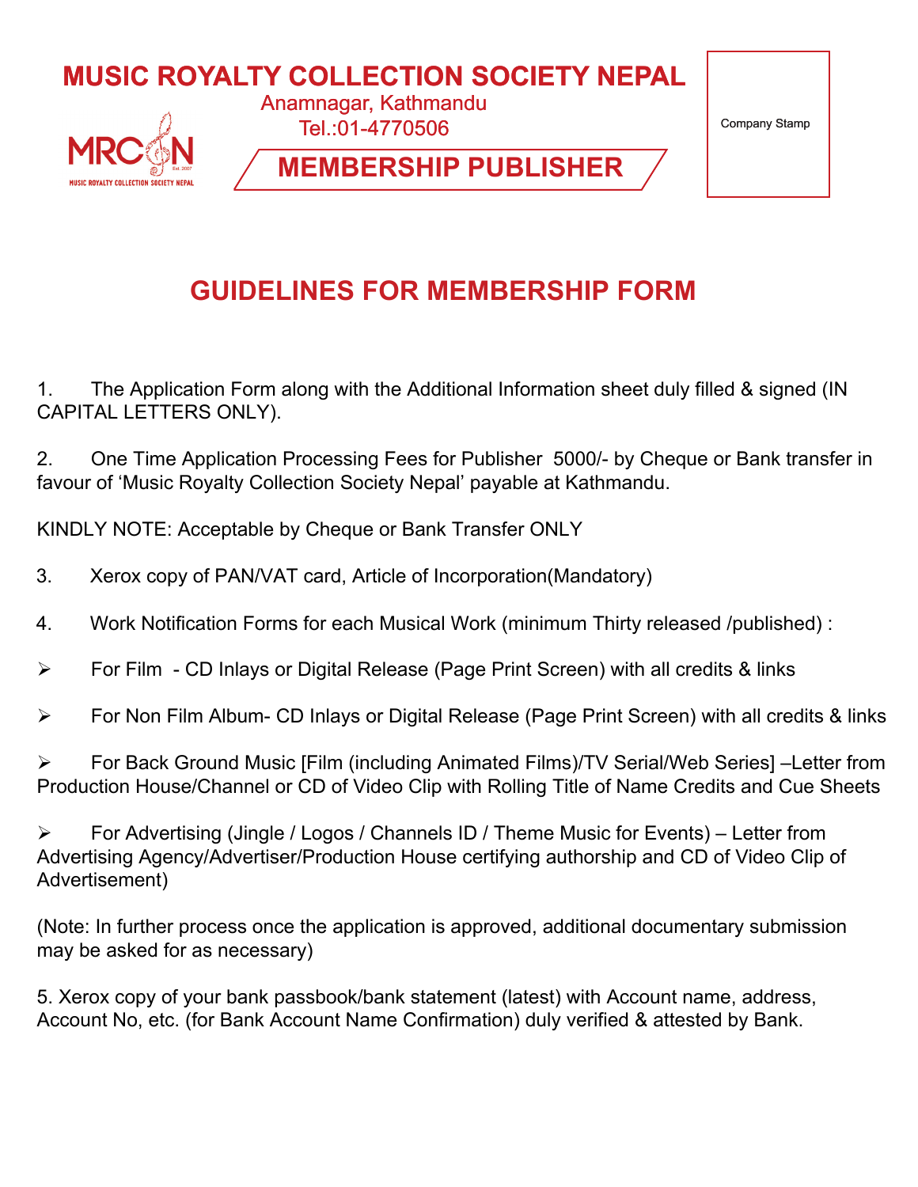# MUSIC ROYALTY COLLECTION SOCIETY NEPAL

Anamnagar, Kathmandu

Tel.:01-4770506

MRCSN

MUSIC ROYALTY COLLECTION SOCIETY NEPAL

Est. 2007

## MEMBERSHIP PUBLISHER

Company Stamp

## GUIDELINES FOR MEMBERSHIP FORM

1. The Application Form along with the Additional Information sheet duly filled & signed (IN CAPITAL LETTERS ONLY).

2. One Time Application Processing Fees for Publisher 5000/- by Cheque or Bank transfer in favour of 'Music Royalty Collection Society Nepal' payable at Kathmandu.

KINDLY NOTE: Acceptable by Cheque or Bank Transfer ONLY

3. Xerox copy of PAN/VAT card, Article of Incorporation(Mandatory)

4. Work Notification Forms for each Musical Work (minimum Thirty released /published) :

- For Film - CD Inlays or Digital Release (Page Print Screen) with all credits & links
- For Non Film Album- CD Inlays or Digital Release (Page Print Screen) with all credits & links
- For Back Ground Music [Film (including Animated Films)/TV Serial/Web Series] –Letter from Production House/Channel or CD of Video Clip with Rolling Title of Name Credits and Cue Sheets
- For Advertising (Jingle / Logos / Channels ID / Theme Music for Events) – Letter from Advertising Agency/Advertiser/Production House certifying authorship and CD of Video Clip of Advertisement)

(Note: In further process once the application is approved, additional documentary submission may be asked for as necessary)

5. Xerox copy of your bank passbook/bank statement (latest) with Account name, address, Account No, etc. (for Bank Account Name Confirmation) duly verified & attested by Bank.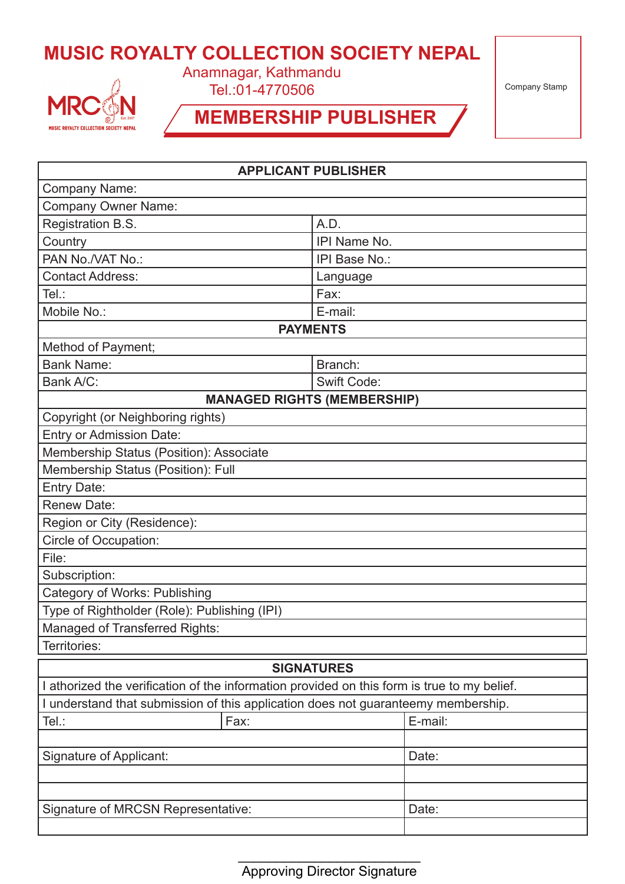# MUSIC ROYALTY COLLECTION SOCIETY NEPAL

Anamnagar, Kathmandu
Tel.:01-4770506

MRCSN
Est. 2007
MUSIC ROYALTY COLLECTION SOCIETY NEPAL

## MEMBERSHIP PUBLISHER

Company Stamp

| **APPLICANT PUBLISHER** | |
|---|---|
| Company Name: | |
| Company Owner Name: | |
| Registration B.S. | A.D. |
| Country | IPI Name No. |
| PAN No./VAT No.: | IPI Base No.: |
| Contact Address: | Language |
| Tel.: | Fax: |
| Mobile No.: | E-mail: |
| **PAYMENTS** | |
| Method of Payment; | |
| Bank Name: | Branch: |
| Bank A/C: | Swift Code: |
| **MANAGED RIGHTS (MEMBERSHIP)** | |
| Copyright (or Neighboring rights) | |
| Entry or Admission Date: | |
| Membership Status (Position): Associate | |
| Membership Status (Position): Full | |
| Entry Date: | |
| Renew Date: | |
| Region or City (Residence): | |
| Circle of Occupation: | |
| File: | |
| Subscription: | |
| Category of Works: Publishing | |
| Type of Rightholder (Role): Publishing (IPI) | |
| Managed of Transferred Rights: | |
| Territories: | |

| **SIGNATURES** | | |
|---|---|---|
| I athorized the verification of the information provided on this form is true to my belief. | | |
| I understand that submission of this application does not guaranteemy membership. | | |
| Tel.: | Fax: | E-mail: |
| | | |
| Signature of Applicant: | | Date: |
| | | |
| | | |
| Signature of MRCSN Representative: | | Date: |
| | | |

______________________________
Approving Director Signature